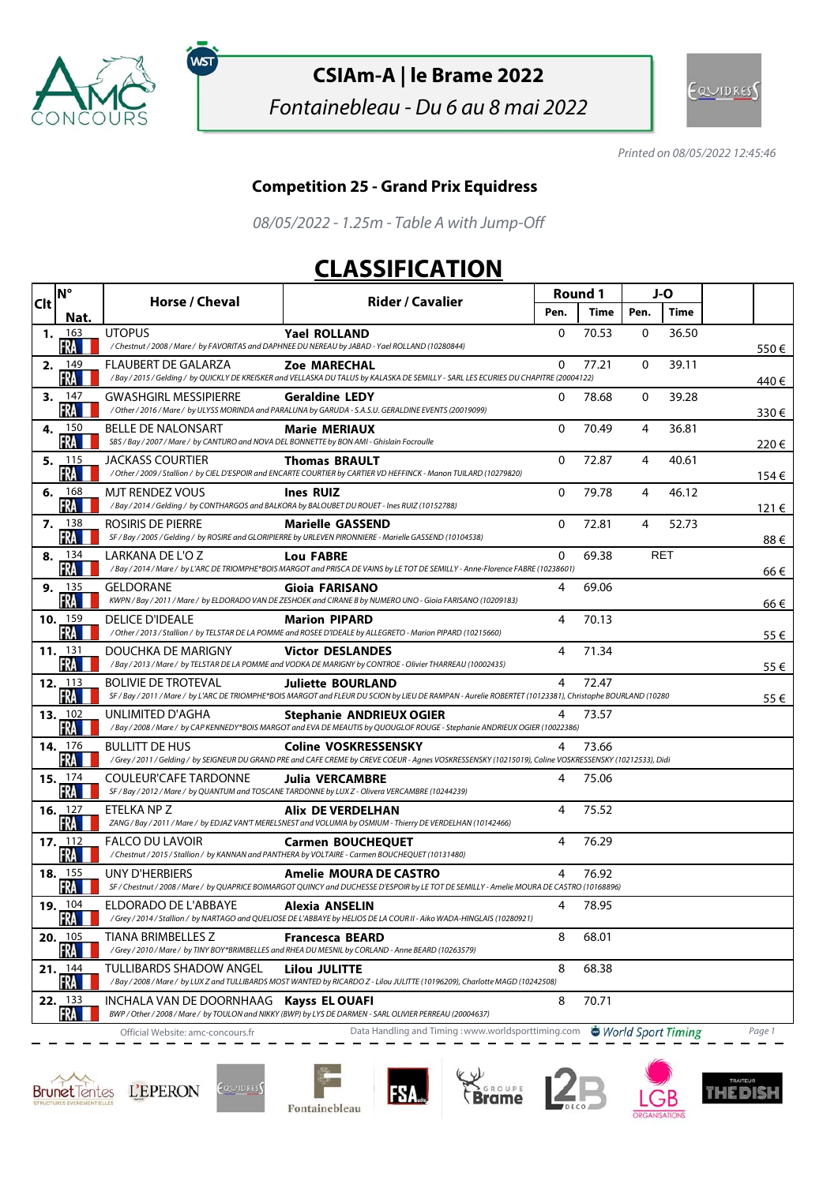# CSIAm-A | le Brame 2022

*Fontainebleau - Du 6 au 8 mai 2022*

*Printed on 08/05/2022 12:45:46*

## Competition 25 - Grand Prix Equidress

*08/05/2022 - 1.25m - Table A with Jump-Off*

## CLASSIFICATION

| Clt | N° Nat. | Horse / Cheval | Rider / Cavalier | Round 1 Pen. | Round 1 Time | J-O Pen. | J-O Time | |
|---|---|---|---|---|---|---|---|---|
| 1. | 163 FRA | UTOPUS<br>*/ Chestnut / 2008 / Mare / by FAVORITAS and DAPHNEE DU NEREAU by JABAD - Yael ROLLAND (10280844)* | **Yael ROLLAND** | 0 | 70.53 | 0 | 36.50 | 550 € |
| 2. | 149 FRA | FLAUBERT DE GALARZA<br>*/ Bay / 2015 / Gelding / by QUICKLY DE KREISKER and VELLASKA DU TALUS by KALASKA DE SEMILLY - SARL LES ECURIES DU CHAPITRE (20004122)* | **Zoe MARECHAL** | 0 | 77.21 | 0 | 39.11 | 440 € |
| 3. | 147 FRA | GWASHGIRL MESSIPIERRE<br>*/ Other / 2016 / Mare / by ULYSS MORINDA and PARALUNA by GARUDA - S.A.S.U. GERALDINE EVENTS (20019099)* | **Geraldine LEDY** | 0 | 78.68 | 0 | 39.28 | 330 € |
| 4. | 150 FRA | BELLE DE NALONSART<br>*SBS / Bay / 2007 / Mare / by CANTURO and NOVA DEL BONNETTE by BON AMI - Ghislain Focroulle* | **Marie MERIAUX** | 0 | 70.49 | 4 | 36.81 | 220 € |
| 5. | 115 FRA | JACKASS COURTIER<br>*/ Other / 2009 / Stallion / by CIEL D'ESPOIR and ENCARTE COURTIER by CARTIER VD HEFFINCK - Manon TUILARD (10279820)* | **Thomas BRAULT** | 0 | 72.87 | 4 | 40.61 | 154 € |
| 6. | 168 FRA | MJT RENDEZ VOUS<br>*/ Bay / 2014 / Gelding / by CONTHARGOS and BALKORA by BALOUBET DU ROUET - Ines RUIZ (10152788)* | **Ines RUIZ** | 0 | 79.78 | 4 | 46.12 | 121 € |
| 7. | 138 FRA | ROSIRIS DE PIERRE<br>*SF / Bay / 2005 / Gelding / by ROSIRE and GLORIPIERRE by URLEVEN PIRONNIERE - Marielle GASSEND (10104538)* | **Marielle GASSEND** | 0 | 72.81 | 4 | 52.73 | 88 € |
| 8. | 134 FRA | LARKANA DE L'O Z<br>*/ Bay / 2014 / Mare / by L'ARC DE TRIOMPHE*BOIS MARGOT and PRISCA DE VAINS by LE TOT DE SEMILLY - Anne-Florence FABRE (10238601)* | **Lou FABRE** | 0 | 69.38 | RET | | 66 € |
| 9. | 135 FRA | GELDORANE<br>*KWPN / Bay / 2011 / Mare / by ELDORADO VAN DE ZESHOEK and CIRANE B by NUMERO UNO - Gioia FARISANO (10209183)* | **Gioia FARISANO** | 4 | 69.06 | | | 66 € |
| 10. | 159 FRA | DELICE D'IDEALE<br>*/ Other / 2013 / Stallion / by TELSTAR DE LA POMME and ROSEE D'IDEALE by ALLEGRETO - Marion PIPARD (10215660)* | **Marion PIPARD** | 4 | 70.13 | | | 55 € |
| 11. | 131 FRA | DOUCHKA DE MARIGNY<br>*/ Bay / 2013 / Mare / by TELSTAR DE LA POMME and VODKA DE MARIGNY by CONTROE - Olivier THARREAU (10002435)* | **Victor DESLANDES** | 4 | 71.34 | | | 55 € |
| 12. | 113 FRA | BOLIVIE DE TROTEVAL<br>*SF / Bay / 2011 / Mare / by L'ARC DE TRIOMPHE*BOIS MARGOT and FLEUR DU SCION by LIEU DE RAMPAN - Aurelie ROBERTET (10123381), Christophe BOURLAND (10280* | **Juliette BOURLAND** | 4 | 72.47 | | | 55 € |
| 13. | 102 FRA | UNLIMITED D'AGHA<br>*/ Bay / 2008 / Mare / by CAP KENNEDY*BOIS MARGOT and EVA DE MEAUTIS by QUOUGLOF ROUGE - Stephanie ANDRIEUX OGIER (10022386)* | **Stephanie ANDRIEUX OGIER** | 4 | 73.57 | | | |
| 14. | 176 FRA | BULLITT DE HUS<br>*/ Grey / 2011 / Gelding / by SEIGNEUR DU GRAND PRE and CAFE CREME by CREVE COEUR - Agnes VOSKRESSENSKY (10215019), Coline VOSKRESSENSKY (10212533), Didi* | **Coline VOSKRESSENSKY** | 4 | 73.66 | | | |
| 15. | 174 FRA | COULEUR'CAFE TARDONNE<br>*SF / Bay / 2012 / Mare / by QUANTUM and TOSCANE TARDONNE by LUX Z - Olivera VERCAMBRE (10244239)* | **Julia VERCAMBRE** | 4 | 75.06 | | | |
| 16. | 127 FRA | ETELKA NP Z<br>*ZANG / Bay / 2011 / Mare / by EDJAZ VAN'T MERELSNEST and VOLUMIA by OSMIUM - Thierry DE VERDELHAN (10142466)* | **Alix DE VERDELHAN** | 4 | 75.52 | | | |
| 17. | 112 FRA | FALCO DU LAVOIR<br>*/ Chestnut / 2015 / Stallion / by KANNAN and PANTHERA by VOLTAIRE - Carmen BOUCHEQUET (10131480)* | **Carmen BOUCHEQUET** | 4 | 76.29 | | | |
| 18. | 155 FRA | UNY D'HERBIERS<br>*SF / Chestnut / 2008 / Mare / by QUAPRICE BOIMARGOT QUINCY and DUCHESSE D'ESPOIR by LE TOT DE SEMILLY - Amelie MOURA DE CASTRO (10168896)* | **Amelie MOURA DE CASTRO** | 4 | 76.92 | | | |
| 19. | 104 FRA | ELDORADO DE L'ABBAYE<br>*/ Grey / 2014 / Stallion / by NARTAGO and QUELIOSE DE L'ABBAYE by HELIOS DE LA COUR II - Aiko WADA-HINGLAIS (10280921)* | **Alexia ANSELIN** | 4 | 78.95 | | | |
| 20. | 105 FRA | TIANA BRIMBELLES Z<br>*/ Grey / 2010 / Mare / by TINY BOY*BRIMBELLES and RHEA DU MESNIL by CORLAND - Anne BEARD (10263579)* | **Francesca BEARD** | 8 | 68.01 | | | |
| 21. | 144 FRA | TULLIBARDS SHADOW ANGEL<br>*/ Bay / 2008 / Mare / by LUX Z and TULLIBARDS MOST WANTED by RICARDO Z - Lilou JULITTE (10196209), Charlotte MAGD (10242508)* | **Lilou JULITTE** | 8 | 68.38 | | | |
| 22. | 133 FRA | INCHALA VAN DE DOORNHAAG<br>*BWP / Other / 2008 / Mare / by TOULON and NIKKY (BWP) by LYS DE DARMEN - SARL OLIVIER PERREAU (20004637)* | **Kayss EL OUAFI** | 8 | 70.71 | | | |

Official Website: amc-concours.fr — Data Handling and Timing : www.worldsporttiming.com — World Sport Timing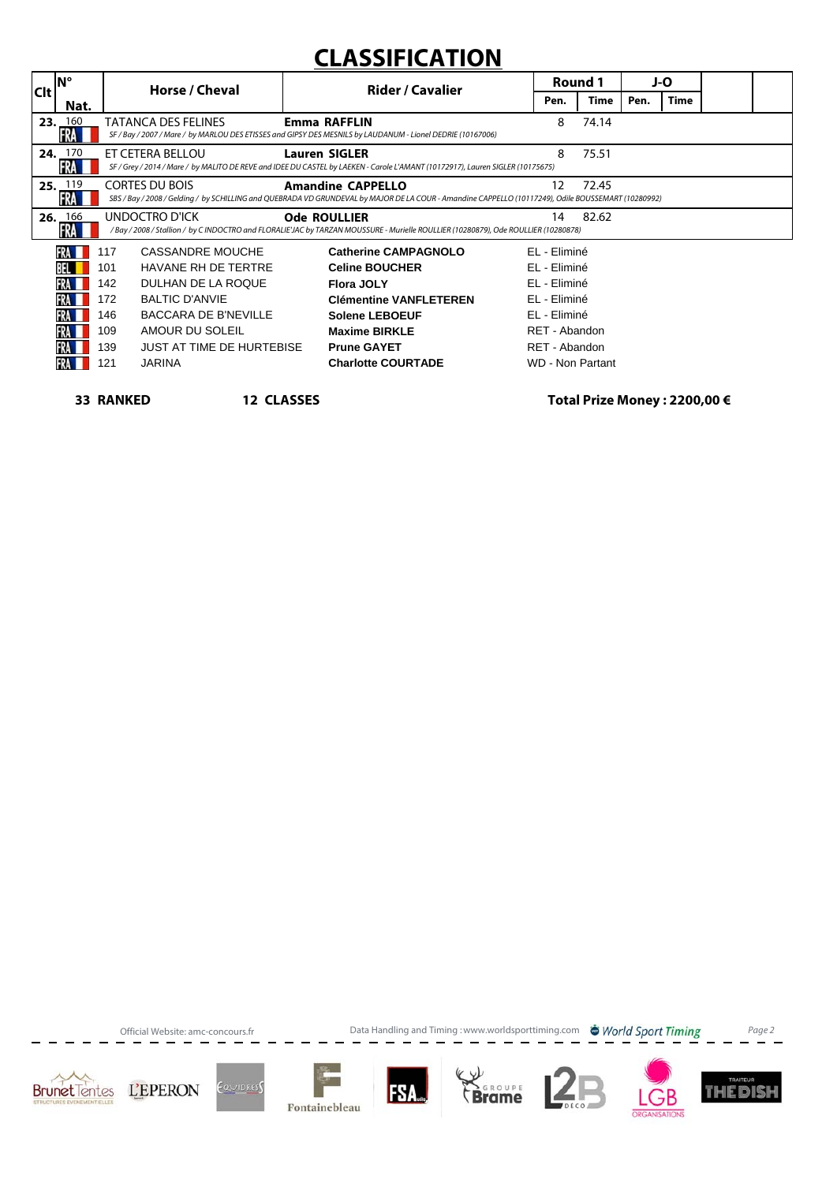# CLASSIFICATION

| Clt | N° Nat. | Horse / Cheval | Rider / Cavalier | Round 1 Pen. | Round 1 Time | J-O Pen. | J-O Time |
|---|---|---|---|---|---|---|---|
| 23. | 160 FRA | TATANCA DES FELINES<br>*SF / Bay / 2007 / Mare / by MARLOU DES ETISSES and GIPSY DES MESNILS by LAUDANUM - Lionel DEDRIE (10167006)* | **Emma RAFFLIN** | 8 | 74.14 | | |
| 24. | 170 FRA | ET CETERA BELLOU<br>*SF / Grey / 2014 / Mare / by MALITO DE REVE and IDEE DU CASTEL by LAEKEN - Carole L'AMANT (10172917), Lauren SIGLER (10175675)* | **Lauren SIGLER** | 8 | 75.51 | | |
| 25. | 119 FRA | CORTES DU BOIS<br>*SBS / Bay / 2008 / Gelding / by SCHILLING and QUEBRADA VD GRUNDEVAL by MAJOR DE LA COUR - Amandine CAPPELLO (10117249), Odile BOUSSEMART (10280992)* | **Amandine CAPPELLO** | 12 | 72.45 | | |
| 26. | 166 FRA | UNDOCTRO D'ICK<br>*/ Bay / 2008 / Stallion / by C INDOCTRO and FLORALIE'JAC by TARZAN MOUSSURE - Murielle ROULLIER (10280879), Ode ROULLIER (10280878)* | **Ode ROULLIER** | 14 | 82.62 | | |

| Nat. | N° | Horse / Cheval | Rider / Cavalier | Status |
|---|---|---|---|---|
| FRA | 117 | CASSANDRE MOUCHE | **Catherine CAMPAGNOLO** | EL - Eliminé |
| BEL | 101 | HAVANE RH DE TERTRE | **Celine BOUCHER** | EL - Eliminé |
| FRA | 142 | DULHAN DE LA ROQUE | **Flora JOLY** | EL - Eliminé |
| FRA | 172 | BALTIC D'ANVIE | **Clémentine VANFLETEREN** | EL - Eliminé |
| FRA | 146 | BACCARA DE B'NEVILLE | **Solene LEBOEUF** | EL - Eliminé |
| FRA | 109 | AMOUR DU SOLEIL | **Maxime BIRKLE** | RET - Abandon |
| FRA | 139 | JUST AT TIME DE HURTEBISE | **Prune GAYET** | RET - Abandon |
| FRA | 121 | JARINA | **Charlotte COURTADE** | WD - Non Partant |

**33 RANKED** **12 CLASSES** **Total Prize Money : 2200,00 €**

Official Website: amc-concours.fr

Data Handling and Timing : www.worldsporttiming.com World Sport Timing